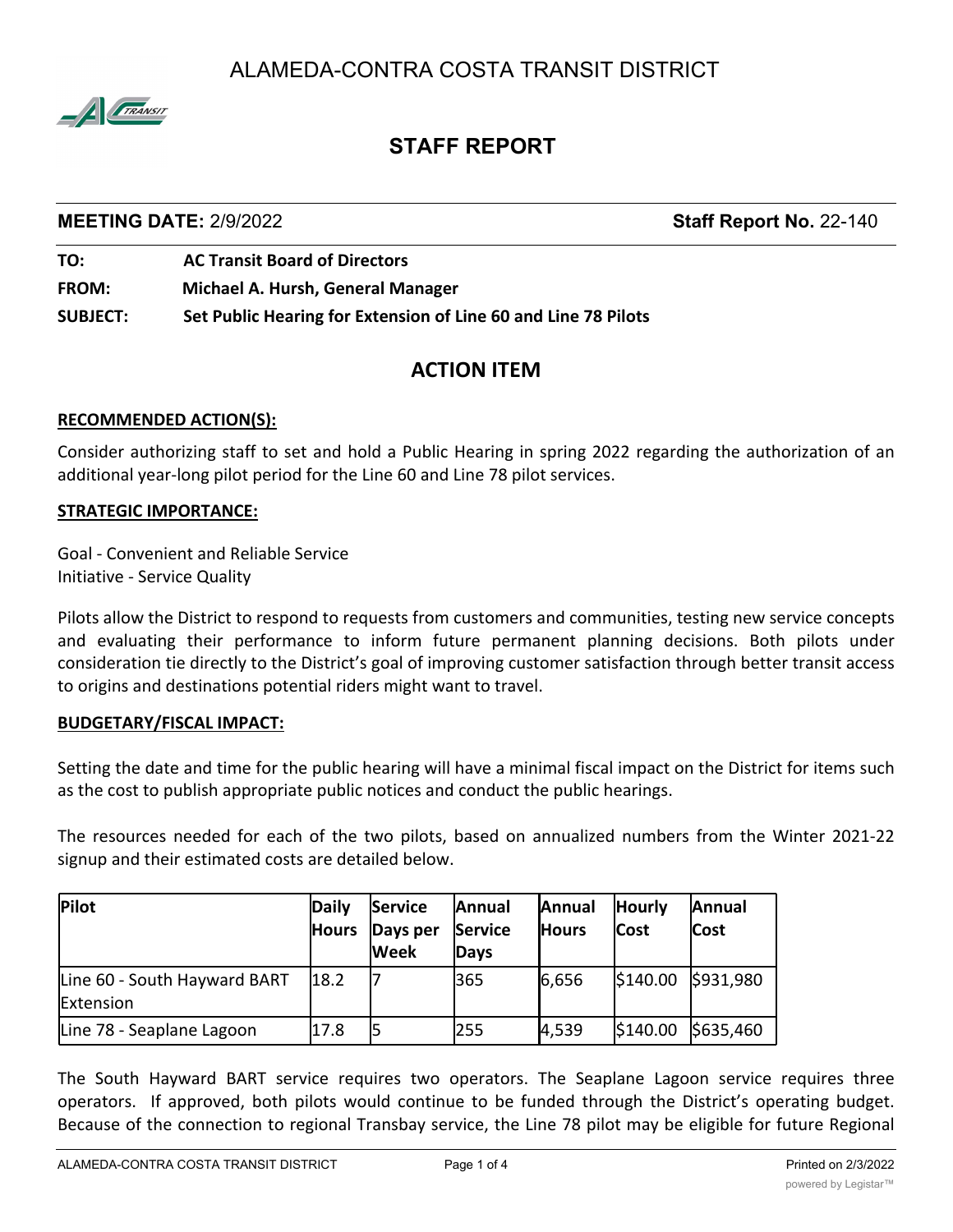ALAMEDA-CONTRA COSTA TRANSIT DISTRICT

# STAFF REPORT

**MEETING DATE:** 2/9/2022 **Staff Report No.** 22-140

**TO:** **AC Transit Board of Directors**

**FROM:** **Michael A. Hursh, General Manager**

**SUBJECT:** **Set Public Hearing for Extension of Line 60 and Line 78 Pilots**

## ACTION ITEM

### RECOMMENDED ACTION(S):

Consider authorizing staff to set and hold a Public Hearing in spring 2022 regarding the authorization of an additional year-long pilot period for the Line 60 and Line 78 pilot services.

### STRATEGIC IMPORTANCE:

Goal - Convenient and Reliable Service
Initiative - Service Quality

Pilots allow the District to respond to requests from customers and communities, testing new service concepts and evaluating their performance to inform future permanent planning decisions. Both pilots under consideration tie directly to the District's goal of improving customer satisfaction through better transit access to origins and destinations potential riders might want to travel.

### BUDGETARY/FISCAL IMPACT:

Setting the date and time for the public hearing will have a minimal fiscal impact on the District for items such as the cost to publish appropriate public notices and conduct the public hearings.

The resources needed for each of the two pilots, based on annualized numbers from the Winter 2021-22 signup and their estimated costs are detailed below.

| Pilot | Daily Hours | Service Days per Week | Annual Service Days | Annual Hours | Hourly Cost | Annual Cost |
|---|---|---|---|---|---|---|
| Line 60 - South Hayward BART Extension | 18.2 | 7 | 365 | 6,656 | $140.00 | $931,980 |
| Line 78 - Seaplane Lagoon | 17.8 | 5 | 255 | 4,539 | $140.00 | $635,460 |

The South Hayward BART service requires two operators. The Seaplane Lagoon service requires three operators. If approved, both pilots would continue to be funded through the District's operating budget. Because of the connection to regional Transbay service, the Line 78 pilot may be eligible for future Regional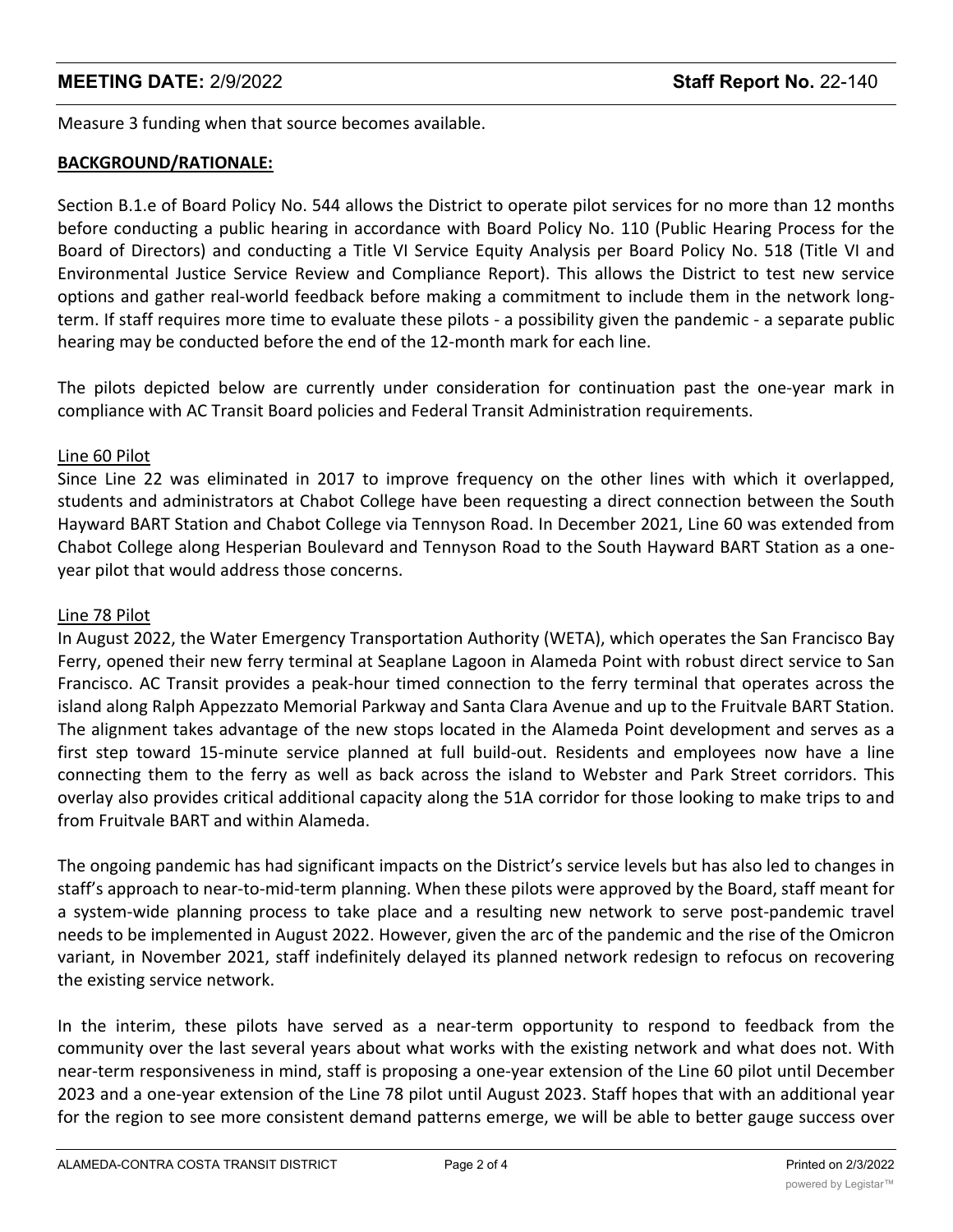Measure 3 funding when that source becomes available.

**BACKGROUND/RATIONALE:**

Section B.1.e of Board Policy No. 544 allows the District to operate pilot services for no more than 12 months before conducting a public hearing in accordance with Board Policy No. 110 (Public Hearing Process for the Board of Directors) and conducting a Title VI Service Equity Analysis per Board Policy No. 518 (Title VI and Environmental Justice Service Review and Compliance Report). This allows the District to test new service options and gather real-world feedback before making a commitment to include them in the network long-term. If staff requires more time to evaluate these pilots - a possibility given the pandemic - a separate public hearing may be conducted before the end of the 12-month mark for each line.

The pilots depicted below are currently under consideration for continuation past the one-year mark in compliance with AC Transit Board policies and Federal Transit Administration requirements.

Line 60 Pilot

Since Line 22 was eliminated in 2017 to improve frequency on the other lines with which it overlapped, students and administrators at Chabot College have been requesting a direct connection between the South Hayward BART Station and Chabot College via Tennyson Road. In December 2021, Line 60 was extended from Chabot College along Hesperian Boulevard and Tennyson Road to the South Hayward BART Station as a one-year pilot that would address those concerns.

Line 78 Pilot

In August 2022, the Water Emergency Transportation Authority (WETA), which operates the San Francisco Bay Ferry, opened their new ferry terminal at Seaplane Lagoon in Alameda Point with robust direct service to San Francisco. AC Transit provides a peak-hour timed connection to the ferry terminal that operates across the island along Ralph Appezzato Memorial Parkway and Santa Clara Avenue and up to the Fruitvale BART Station. The alignment takes advantage of the new stops located in the Alameda Point development and serves as a first step toward 15-minute service planned at full build-out. Residents and employees now have a line connecting them to the ferry as well as back across the island to Webster and Park Street corridors. This overlay also provides critical additional capacity along the 51A corridor for those looking to make trips to and from Fruitvale BART and within Alameda.

The ongoing pandemic has had significant impacts on the District's service levels but has also led to changes in staff's approach to near-to-mid-term planning. When these pilots were approved by the Board, staff meant for a system-wide planning process to take place and a resulting new network to serve post-pandemic travel needs to be implemented in August 2022. However, given the arc of the pandemic and the rise of the Omicron variant, in November 2021, staff indefinitely delayed its planned network redesign to refocus on recovering the existing service network.

In the interim, these pilots have served as a near-term opportunity to respond to feedback from the community over the last several years about what works with the existing network and what does not. With near-term responsiveness in mind, staff is proposing a one-year extension of the Line 60 pilot until December 2023 and a one-year extension of the Line 78 pilot until August 2023. Staff hopes that with an additional year for the region to see more consistent demand patterns emerge, we will be able to better gauge success over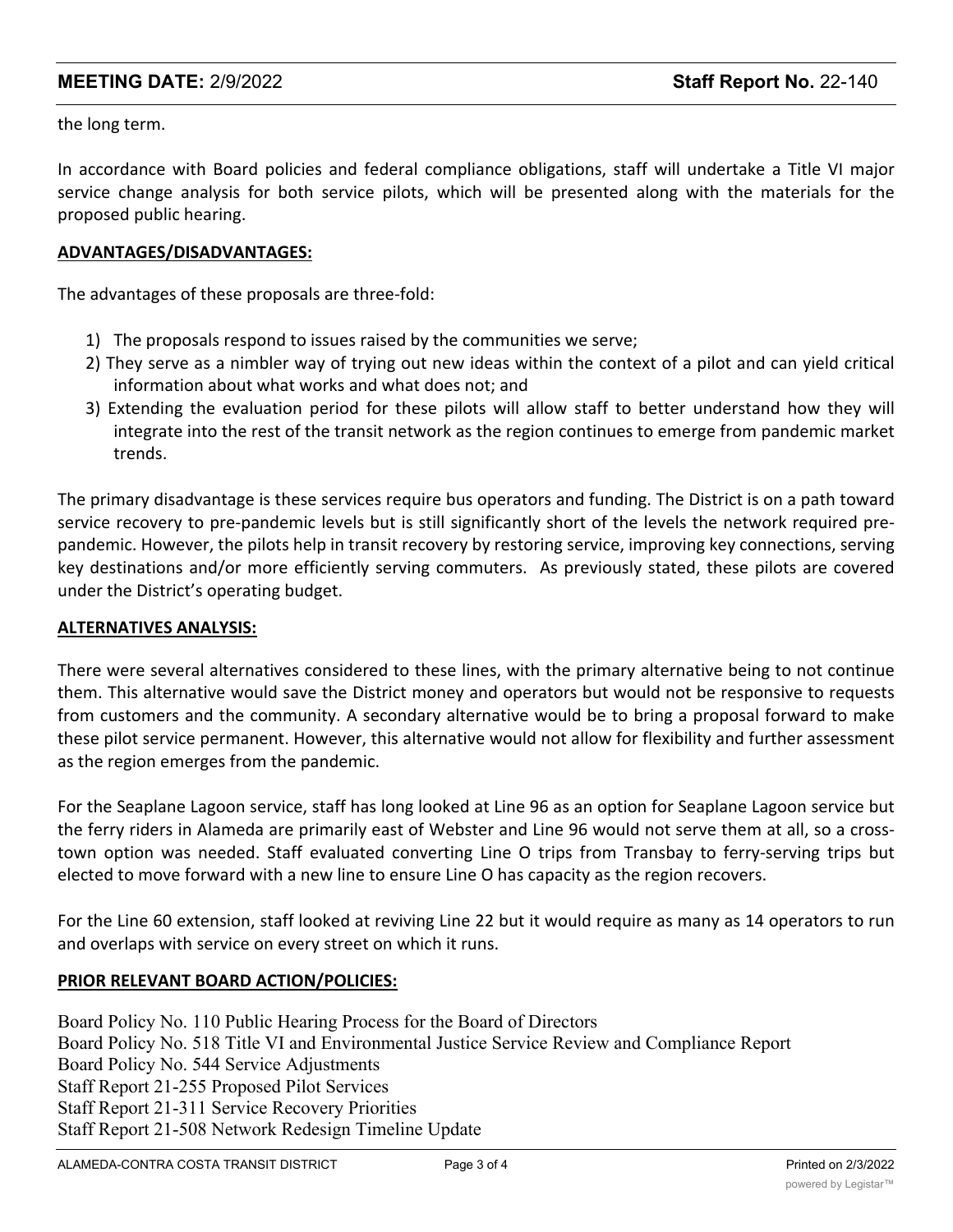the long term.

In accordance with Board policies and federal compliance obligations, staff will undertake a Title VI major service change analysis for both service pilots, which will be presented along with the materials for the proposed public hearing.

**ADVANTAGES/DISADVANTAGES:**

The advantages of these proposals are three-fold:

1) The proposals respond to issues raised by the communities we serve;
2) They serve as a nimbler way of trying out new ideas within the context of a pilot and can yield critical information about what works and what does not; and
3) Extending the evaluation period for these pilots will allow staff to better understand how they will integrate into the rest of the transit network as the region continues to emerge from pandemic market trends.

The primary disadvantage is these services require bus operators and funding. The District is on a path toward service recovery to pre-pandemic levels but is still significantly short of the levels the network required pre-pandemic. However, the pilots help in transit recovery by restoring service, improving key connections, serving key destinations and/or more efficiently serving commuters. As previously stated, these pilots are covered under the District's operating budget.

**ALTERNATIVES ANALYSIS:**

There were several alternatives considered to these lines, with the primary alternative being to not continue them. This alternative would save the District money and operators but would not be responsive to requests from customers and the community. A secondary alternative would be to bring a proposal forward to make these pilot service permanent. However, this alternative would not allow for flexibility and further assessment as the region emerges from the pandemic.

For the Seaplane Lagoon service, staff has long looked at Line 96 as an option for Seaplane Lagoon service but the ferry riders in Alameda are primarily east of Webster and Line 96 would not serve them at all, so a cross-town option was needed. Staff evaluated converting Line O trips from Transbay to ferry-serving trips but elected to move forward with a new line to ensure Line O has capacity as the region recovers.

For the Line 60 extension, staff looked at reviving Line 22 but it would require as many as 14 operators to run and overlaps with service on every street on which it runs.

**PRIOR RELEVANT BOARD ACTION/POLICIES:**

Board Policy No. 110 Public Hearing Process for the Board of Directors
Board Policy No. 518 Title VI and Environmental Justice Service Review and Compliance Report
Board Policy No. 544 Service Adjustments
Staff Report 21-255 Proposed Pilot Services
Staff Report 21-311 Service Recovery Priorities
Staff Report 21-508 Network Redesign Timeline Update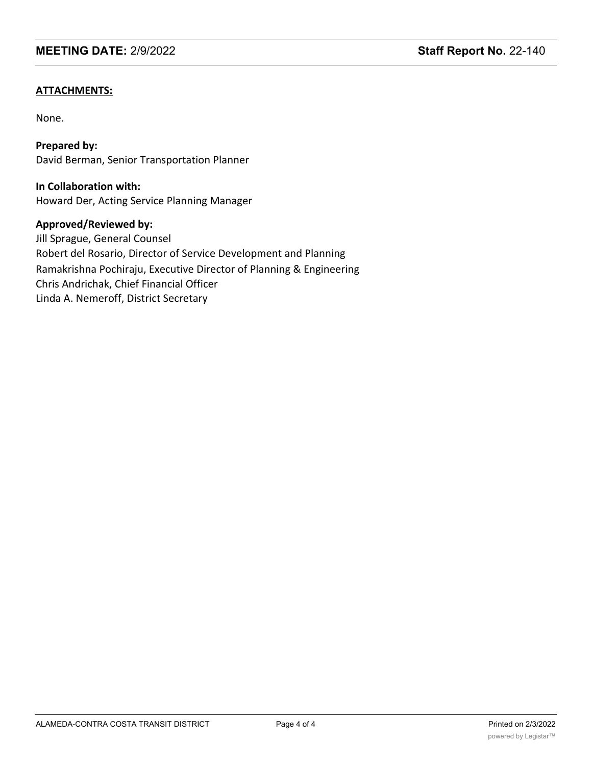**ATTACHMENTS:**

None.

**Prepared by:**
David Berman, Senior Transportation Planner

**In Collaboration with:**
Howard Der, Acting Service Planning Manager

**Approved/Reviewed by:**
Jill Sprague, General Counsel
Robert del Rosario, Director of Service Development and Planning
Ramakrishna Pochiraju, Executive Director of Planning & Engineering
Chris Andrichak, Chief Financial Officer
Linda A. Nemeroff, District Secretary